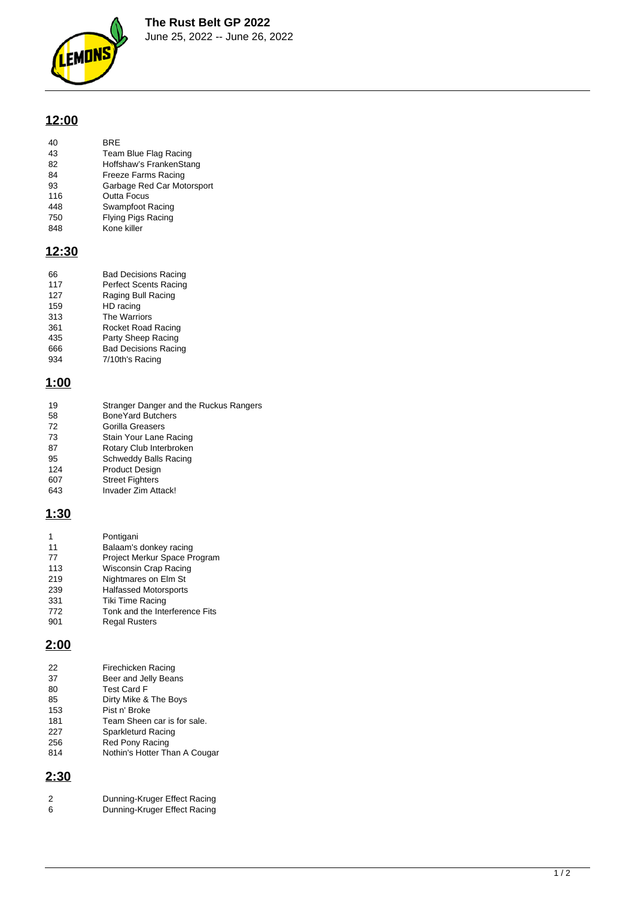# The Rust Belt GP 2022

June 25, 2022 -- June 26, 2022

## 12:00

| | |
|---|---|
| 40 | BRE |
| 43 | Team Blue Flag Racing |
| 82 | Hoffshaw's FrankenStang |
| 84 | Freeze Farms Racing |
| 93 | Garbage Red Car Motorsport |
| 116 | Outta Focus |
| 448 | Swampfoot Racing |
| 750 | Flying Pigs Racing |
| 848 | Kone killer |

## 12:30

| | |
|---|---|
| 66 | Bad Decisions Racing |
| 117 | Perfect Scents Racing |
| 127 | Raging Bull Racing |
| 159 | HD racing |
| 313 | The Warriors |
| 361 | Rocket Road Racing |
| 435 | Party Sheep Racing |
| 666 | Bad Decisions Racing |
| 934 | 7/10th's Racing |

## 1:00

| | |
|---|---|
| 19 | Stranger Danger and the Ruckus Rangers |
| 58 | BoneYard Butchers |
| 72 | Gorilla Greasers |
| 73 | Stain Your Lane Racing |
| 87 | Rotary Club Interbroken |
| 95 | Schweddy Balls Racing |
| 124 | Product Design |
| 607 | Street Fighters |
| 643 | Invader Zim Attack! |

## 1:30

| | |
|---|---|
| 1 | Pontigani |
| 11 | Balaam's donkey racing |
| 77 | Project Merkur Space Program |
| 113 | Wisconsin Crap Racing |
| 219 | Nightmares on Elm St |
| 239 | Halfassed Motorsports |
| 331 | Tiki Time Racing |
| 772 | Tonk and the Interference Fits |
| 901 | Regal Rusters |

## 2:00

| | |
|---|---|
| 22 | Firechicken Racing |
| 37 | Beer and Jelly Beans |
| 80 | Test Card F |
| 85 | Dirty Mike & The Boys |
| 153 | Pist n' Broke |
| 181 | Team Sheen car is for sale. |
| 227 | Sparkleturd Racing |
| 256 | Red Pony Racing |
| 814 | Nothin's Hotter Than A Cougar |

## 2:30

| | |
|---|---|
| 2 | Dunning-Kruger Effect Racing |
| 6 | Dunning-Kruger Effect Racing |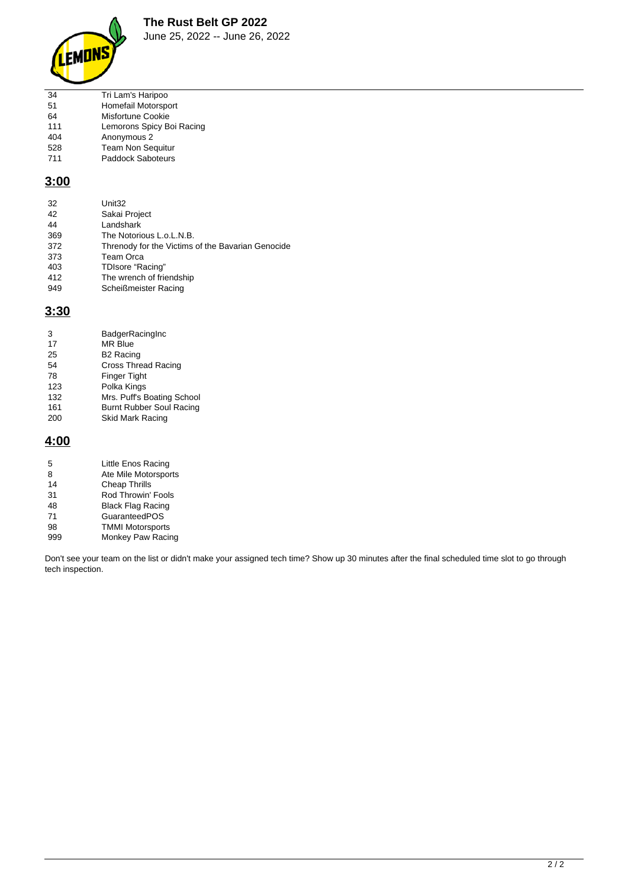**The Rust Belt GP 2022**

June 25, 2022 -- June 26, 2022

| | |
|---|---|
| 34 | Tri Lam's Haripoo |
| 51 | Homefail Motorsport |
| 64 | Misfortune Cookie |
| 111 | Lemorons Spicy Boi Racing |
| 404 | Anonymous 2 |
| 528 | Team Non Sequitur |
| 711 | Paddock Saboteurs |

## 3:00

| | |
|---|---|
| 32 | Unit32 |
| 42 | Sakai Project |
| 44 | Landshark |
| 369 | The Notorious L.o.L.N.B. |
| 372 | Threnody for the Victims of the Bavarian Genocide |
| 373 | Team Orca |
| 403 | TDIsore "Racing" |
| 412 | The wrench of friendship |
| 949 | Scheißmeister Racing |

## 3:30

| | |
|---|---|
| 3 | BadgerRacingInc |
| 17 | MR Blue |
| 25 | B2 Racing |
| 54 | Cross Thread Racing |
| 78 | Finger Tight |
| 123 | Polka Kings |
| 132 | Mrs. Puff's Boating School |
| 161 | Burnt Rubber Soul Racing |
| 200 | Skid Mark Racing |

## 4:00

| | |
|---|---|
| 5 | Little Enos Racing |
| 8 | Ate Mile Motorsports |
| 14 | Cheap Thrills |
| 31 | Rod Throwin' Fools |
| 48 | Black Flag Racing |
| 71 | GuaranteedPOS |
| 98 | TMMI Motorsports |
| 999 | Monkey Paw Racing |

Don't see your team on the list or didn't make your assigned tech time? Show up 30 minutes after the final scheduled time slot to go through tech inspection.